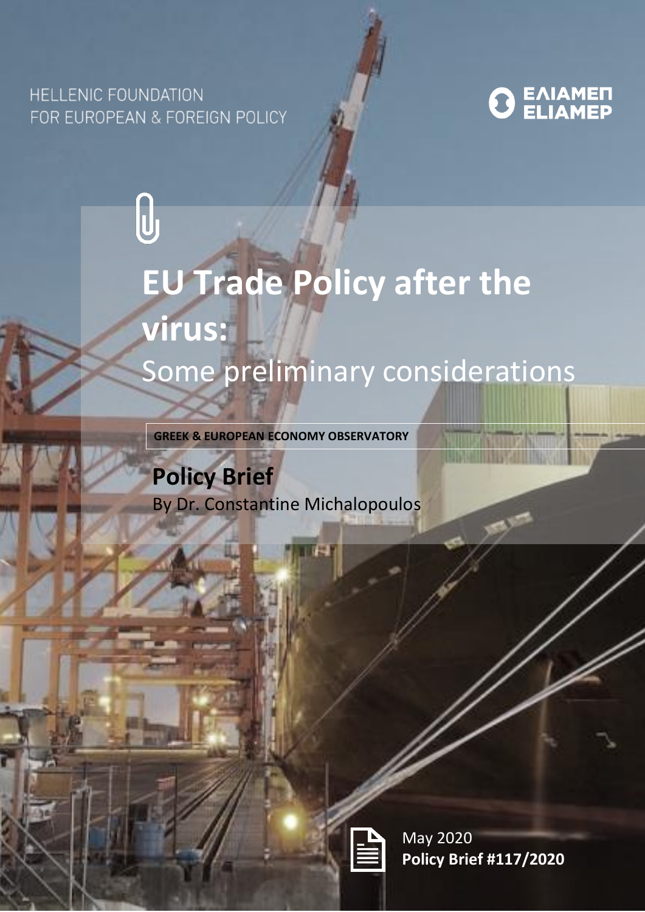HELLENIC FOUNDATION FOR EUROPEAN & FOREIGN POLICY

ΕΛΙΑΜΕΠ ELIAMEP

# EU Trade Policy after the virus:

## Some preliminary considerations

**GREEK & EUROPEAN ECONOMY OBSERVATORY**

**Policy Brief**

By Dr. Constantine Michalopoulos

May 2020

**Policy Brief #117/2020**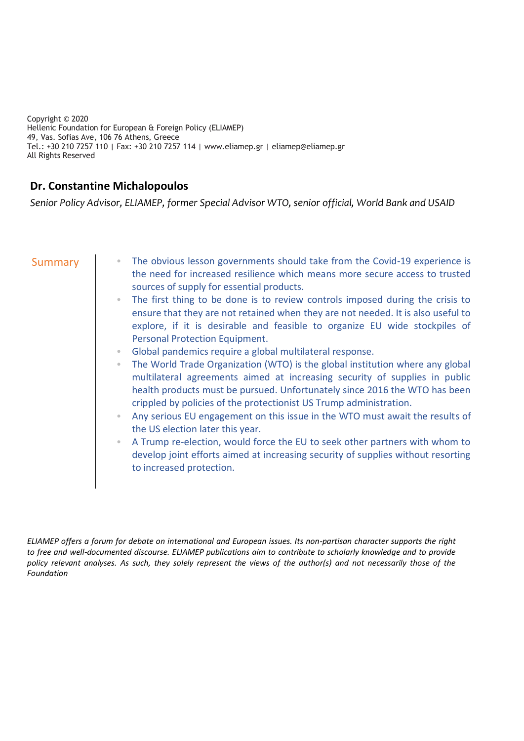Copyright © 2020
Hellenic Foundation for European & Foreign Policy (ELIAMEP)
49, Vas. Sofias Ave, 106 76 Athens, Greece
Tel.: +30 210 7257 110 | Fax: +30 210 7257 114 | www.eliamep.gr | eliamep@eliamep.gr
All Rights Reserved

**Dr. Constantine Michalopoulos**

*Senior Policy Advisor, ELIAMEP, former Special Advisor WTO, senior official, World Bank and USAID*

## Summary

- The obvious lesson governments should take from the Covid-19 experience is the need for increased resilience which means more secure access to trusted sources of supply for essential products.
- The first thing to be done is to review controls imposed during the crisis to ensure that they are not retained when they are not needed. It is also useful to explore, if it is desirable and feasible to organize EU wide stockpiles of Personal Protection Equipment.
- Global pandemics require a global multilateral response.
- The World Trade Organization (WTO) is the global institution where any global multilateral agreements aimed at increasing security of supplies in public health products must be pursued. Unfortunately since 2016 the WTO has been crippled by policies of the protectionist US Trump administration.
- Any serious EU engagement on this issue in the WTO must await the results of the US election later this year.
- A Trump re-election, would force the EU to seek other partners with whom to develop joint efforts aimed at increasing security of supplies without resorting to increased protection.

*ELIAMEP offers a forum for debate on international and European issues. Its non-partisan character supports the right to free and well-documented discourse. ELIAMEP publications aim to contribute to scholarly knowledge and to provide policy relevant analyses. As such, they solely represent the views of the author(s) and not necessarily those of the Foundation*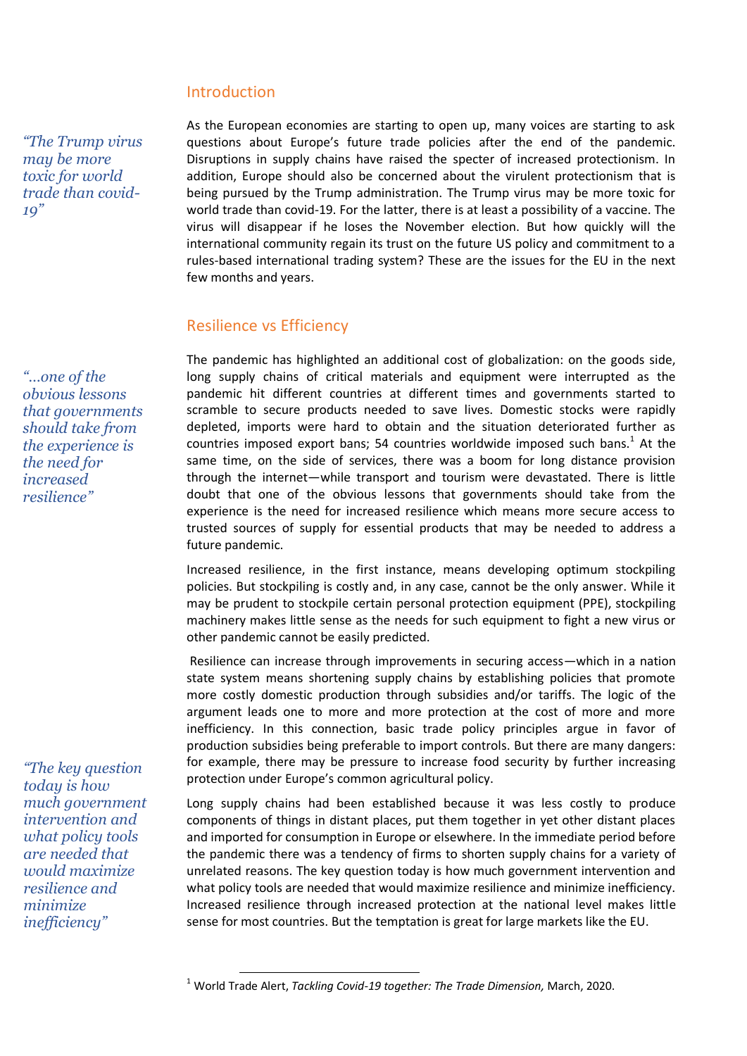## Introduction

*"The Trump virus may be more toxic for world trade than covid-19"*

As the European economies are starting to open up, many voices are starting to ask questions about Europe's future trade policies after the end of the pandemic. Disruptions in supply chains have raised the specter of increased protectionism. In addition, Europe should also be concerned about the virulent protectionism that is being pursued by the Trump administration. The Trump virus may be more toxic for world trade than covid-19. For the latter, there is at least a possibility of a vaccine. The virus will disappear if he loses the November election. But how quickly will the international community regain its trust on the future US policy and commitment to a rules-based international trading system? These are the issues for the EU in the next few months and years.

## Resilience vs Efficiency

*"...one of the obvious lessons that governments should take from the experience is the need for increased resilience"*

The pandemic has highlighted an additional cost of globalization: on the goods side, long supply chains of critical materials and equipment were interrupted as the pandemic hit different countries at different times and governments started to scramble to secure products needed to save lives. Domestic stocks were rapidly depleted, imports were hard to obtain and the situation deteriorated further as countries imposed export bans; 54 countries worldwide imposed such bans.[1] At the same time, on the side of services, there was a boom for long distance provision through the internet—while transport and tourism were devastated. There is little doubt that one of the obvious lessons that governments should take from the experience is the need for increased resilience which means more secure access to trusted sources of supply for essential products that may be needed to address a future pandemic.

Increased resilience, in the first instance, means developing optimum stockpiling policies. But stockpiling is costly and, in any case, cannot be the only answer. While it may be prudent to stockpile certain personal protection equipment (PPE), stockpiling machinery makes little sense as the needs for such equipment to fight a new virus or other pandemic cannot be easily predicted.

Resilience can increase through improvements in securing access—which in a nation state system means shortening supply chains by establishing policies that promote more costly domestic production through subsidies and/or tariffs. The logic of the argument leads one to more and more protection at the cost of more and more inefficiency. In this connection, basic trade policy principles argue in favor of production subsidies being preferable to import controls. But there are many dangers: for example, there may be pressure to increase food security by further increasing protection under Europe's common agricultural policy.

*"The key question today is how much government intervention and what policy tools are needed that would maximize resilience and minimize inefficiency"*

Long supply chains had been established because it was less costly to produce components of things in distant places, put them together in yet other distant places and imported for consumption in Europe or elsewhere. In the immediate period before the pandemic there was a tendency of firms to shorten supply chains for a variety of unrelated reasons. The key question today is how much government intervention and what policy tools are needed that would maximize resilience and minimize inefficiency. Increased resilience through increased protection at the national level makes little sense for most countries. But the temptation is great for large markets like the EU.

[1] World Trade Alert, *Tackling Covid-19 together: The Trade Dimension,* March, 2020.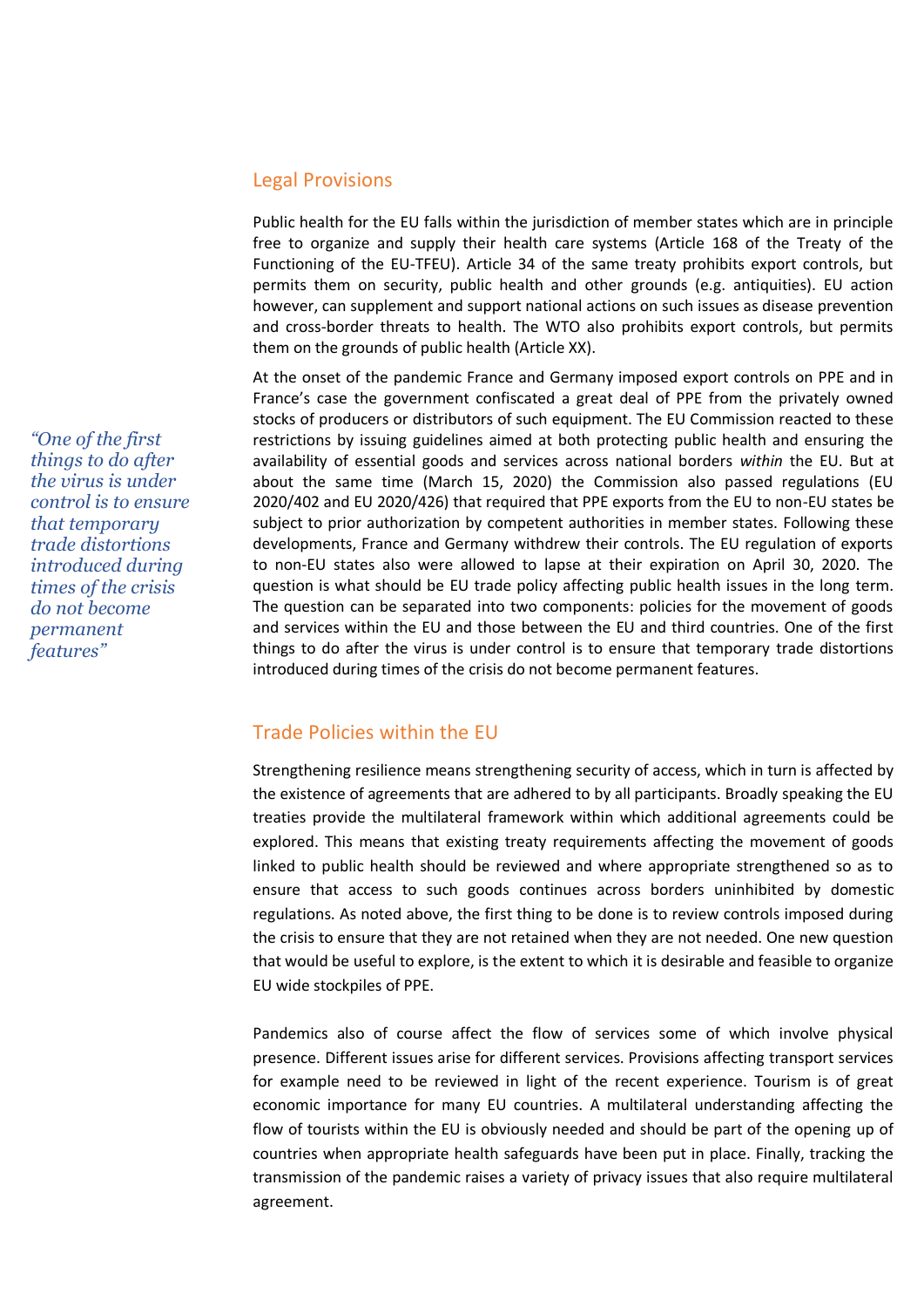## Legal Provisions

Public health for the EU falls within the jurisdiction of member states which are in principle free to organize and supply their health care systems (Article 168 of the Treaty of the Functioning of the EU-TFEU). Article 34 of the same treaty prohibits export controls, but permits them on security, public health and other grounds (e.g. antiquities). EU action however, can supplement and support national actions on such issues as disease prevention and cross-border threats to health. The WTO also prohibits export controls, but permits them on the grounds of public health (Article XX).

*"One of the first things to do after the virus is under control is to ensure that temporary trade distortions introduced during times of the crisis do not become permanent features"*

At the onset of the pandemic France and Germany imposed export controls on PPE and in France's case the government confiscated a great deal of PPE from the privately owned stocks of producers or distributors of such equipment. The EU Commission reacted to these restrictions by issuing guidelines aimed at both protecting public health and ensuring the availability of essential goods and services across national borders *within* the EU. But at about the same time (March 15, 2020) the Commission also passed regulations (EU 2020/402 and EU 2020/426) that required that PPE exports from the EU to non-EU states be subject to prior authorization by competent authorities in member states. Following these developments, France and Germany withdrew their controls. The EU regulation of exports to non-EU states also were allowed to lapse at their expiration on April 30, 2020. The question is what should be EU trade policy affecting public health issues in the long term. The question can be separated into two components: policies for the movement of goods and services within the EU and those between the EU and third countries. One of the first things to do after the virus is under control is to ensure that temporary trade distortions introduced during times of the crisis do not become permanent features.

## Trade Policies within the EU

Strengthening resilience means strengthening security of access, which in turn is affected by the existence of agreements that are adhered to by all participants. Broadly speaking the EU treaties provide the multilateral framework within which additional agreements could be explored. This means that existing treaty requirements affecting the movement of goods linked to public health should be reviewed and where appropriate strengthened so as to ensure that access to such goods continues across borders uninhibited by domestic regulations. As noted above, the first thing to be done is to review controls imposed during the crisis to ensure that they are not retained when they are not needed. One new question that would be useful to explore, is the extent to which it is desirable and feasible to organize EU wide stockpiles of PPE.

Pandemics also of course affect the flow of services some of which involve physical presence. Different issues arise for different services. Provisions affecting transport services for example need to be reviewed in light of the recent experience. Tourism is of great economic importance for many EU countries. A multilateral understanding affecting the flow of tourists within the EU is obviously needed and should be part of the opening up of countries when appropriate health safeguards have been put in place. Finally, tracking the transmission of the pandemic raises a variety of privacy issues that also require multilateral agreement.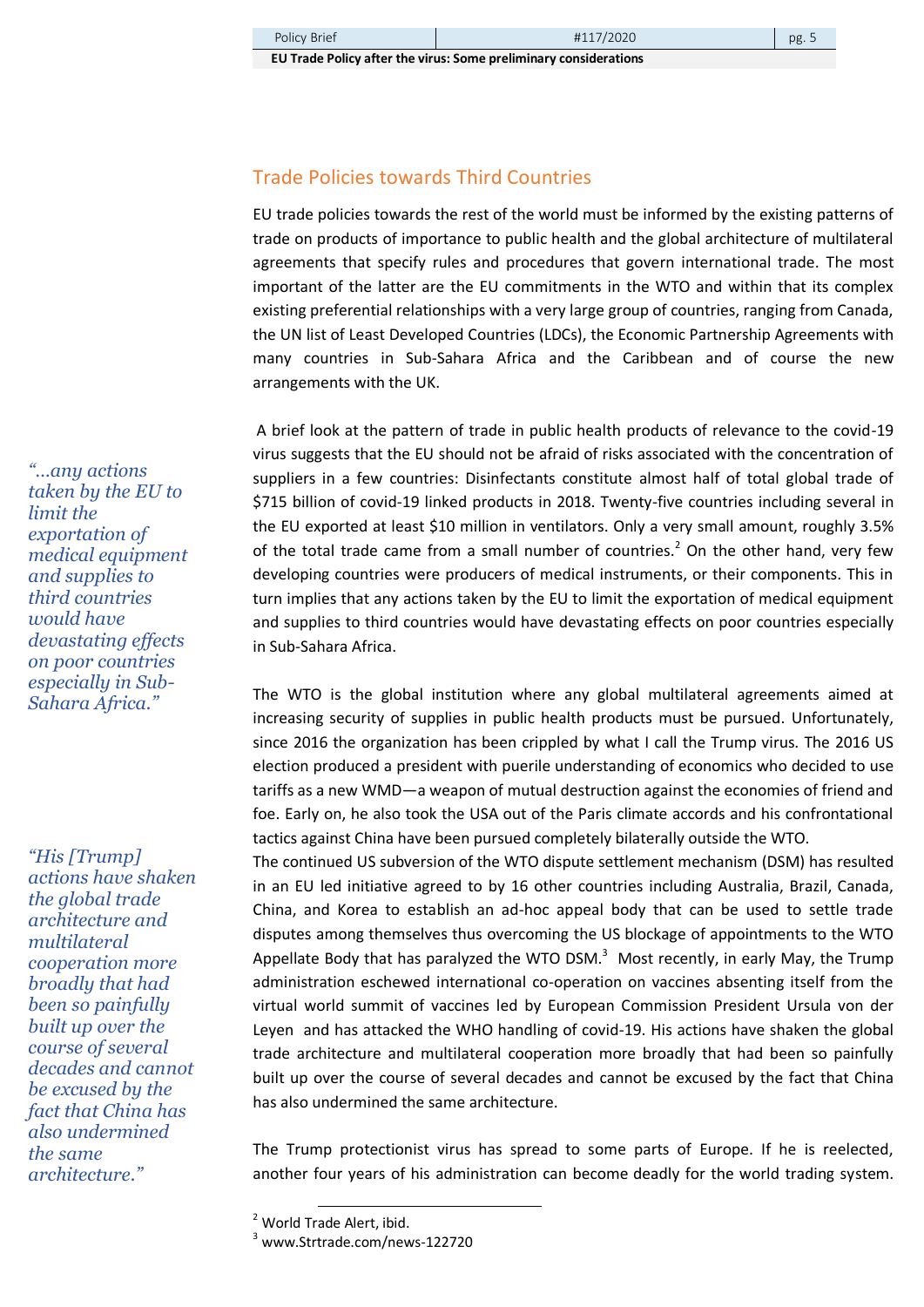## Trade Policies towards Third Countries

EU trade policies towards the rest of the world must be informed by the existing patterns of trade on products of importance to public health and the global architecture of multilateral agreements that specify rules and procedures that govern international trade. The most important of the latter are the EU commitments in the WTO and within that its complex existing preferential relationships with a very large group of countries, ranging from Canada, the UN list of Least Developed Countries (LDCs), the Economic Partnership Agreements with many countries in Sub-Sahara Africa and the Caribbean and of course the new arrangements with the UK.

*"…any actions taken by the EU to limit the exportation of medical equipment and supplies to third countries would have devastating effects on poor countries especially in Sub-Sahara Africa."*

A brief look at the pattern of trade in public health products of relevance to the covid-19 virus suggests that the EU should not be afraid of risks associated with the concentration of suppliers in a few countries: Disinfectants constitute almost half of total global trade of $715 billion of covid-19 linked products in 2018. Twenty-five countries including several in the EU exported at least $10 million in ventilators. Only a very small amount, roughly 3.5% of the total trade came from a small number of countries.[2] On the other hand, very few developing countries were producers of medical instruments, or their components. This in turn implies that any actions taken by the EU to limit the exportation of medical equipment and supplies to third countries would have devastating effects on poor countries especially in Sub-Sahara Africa.

*"His [Trump] actions have shaken the global trade architecture and multilateral cooperation more broadly that had been so painfully built up over the course of several decades and cannot be excused by the fact that China has also undermined the same architecture."*

The WTO is the global institution where any global multilateral agreements aimed at increasing security of supplies in public health products must be pursued. Unfortunately, since 2016 the organization has been crippled by what I call the Trump virus. The 2016 US election produced a president with puerile understanding of economics who decided to use tariffs as a new WMD—a weapon of mutual destruction against the economies of friend and foe. Early on, he also took the USA out of the Paris climate accords and his confrontational tactics against China have been pursued completely bilaterally outside the WTO.

The continued US subversion of the WTO dispute settlement mechanism (DSM) has resulted in an EU led initiative agreed to by 16 other countries including Australia, Brazil, Canada, China, and Korea to establish an ad-hoc appeal body that can be used to settle trade disputes among themselves thus overcoming the US blockage of appointments to the WTO Appellate Body that has paralyzed the WTO DSM.[3] Most recently, in early May, the Trump administration eschewed international co-operation on vaccines absenting itself from the virtual world summit of vaccines led by European Commission President Ursula von der Leyen and has attacked the WHO handling of covid-19. His actions have shaken the global trade architecture and multilateral cooperation more broadly that had been so painfully built up over the course of several decades and cannot be excused by the fact that China has also undermined the same architecture.

The Trump protectionist virus has spread to some parts of Europe. If he is reelected, another four years of his administration can become deadly for the world trading system.

[2] World Trade Alert, ibid.

[3] www.Strtrade.com/news-122720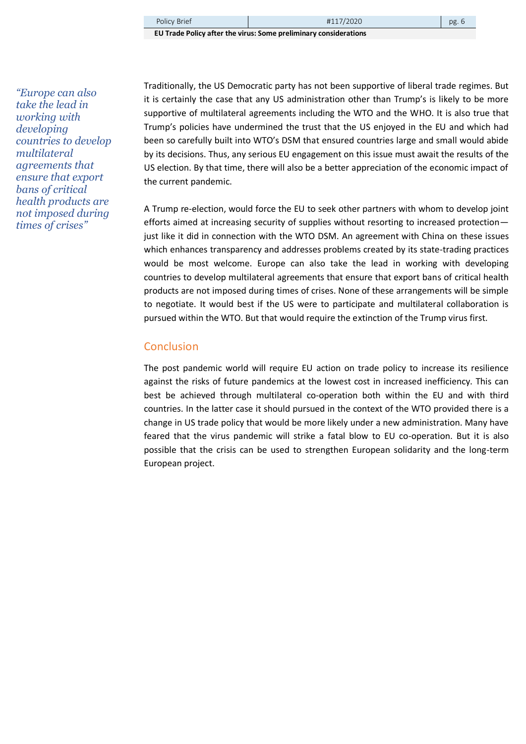*"Europe can also take the lead in working with developing countries to develop multilateral agreements that ensure that export bans of critical health products are not imposed during times of crises"*

Traditionally, the US Democratic party has not been supportive of liberal trade regimes. But it is certainly the case that any US administration other than Trump's is likely to be more supportive of multilateral agreements including the WTO and the WHO. It is also true that Trump's policies have undermined the trust that the US enjoyed in the EU and which had been so carefully built into WTO's DSM that ensured countries large and small would abide by its decisions. Thus, any serious EU engagement on this issue must await the results of the US election. By that time, there will also be a better appreciation of the economic impact of the current pandemic.

A Trump re-election, would force the EU to seek other partners with whom to develop joint efforts aimed at increasing security of supplies without resorting to increased protection—just like it did in connection with the WTO DSM. An agreement with China on these issues which enhances transparency and addresses problems created by its state-trading practices would be most welcome. Europe can also take the lead in working with developing countries to develop multilateral agreements that ensure that export bans of critical health products are not imposed during times of crises. None of these arrangements will be simple to negotiate. It would best if the US were to participate and multilateral collaboration is pursued within the WTO. But that would require the extinction of the Trump virus first.

## Conclusion

The post pandemic world will require EU action on trade policy to increase its resilience against the risks of future pandemics at the lowest cost in increased inefficiency. This can best be achieved through multilateral co-operation both within the EU and with third countries. In the latter case it should pursued in the context of the WTO provided there is a change in US trade policy that would be more likely under a new administration. Many have feared that the virus pandemic will strike a fatal blow to EU co-operation. But it is also possible that the crisis can be used to strengthen European solidarity and the long-term European project.